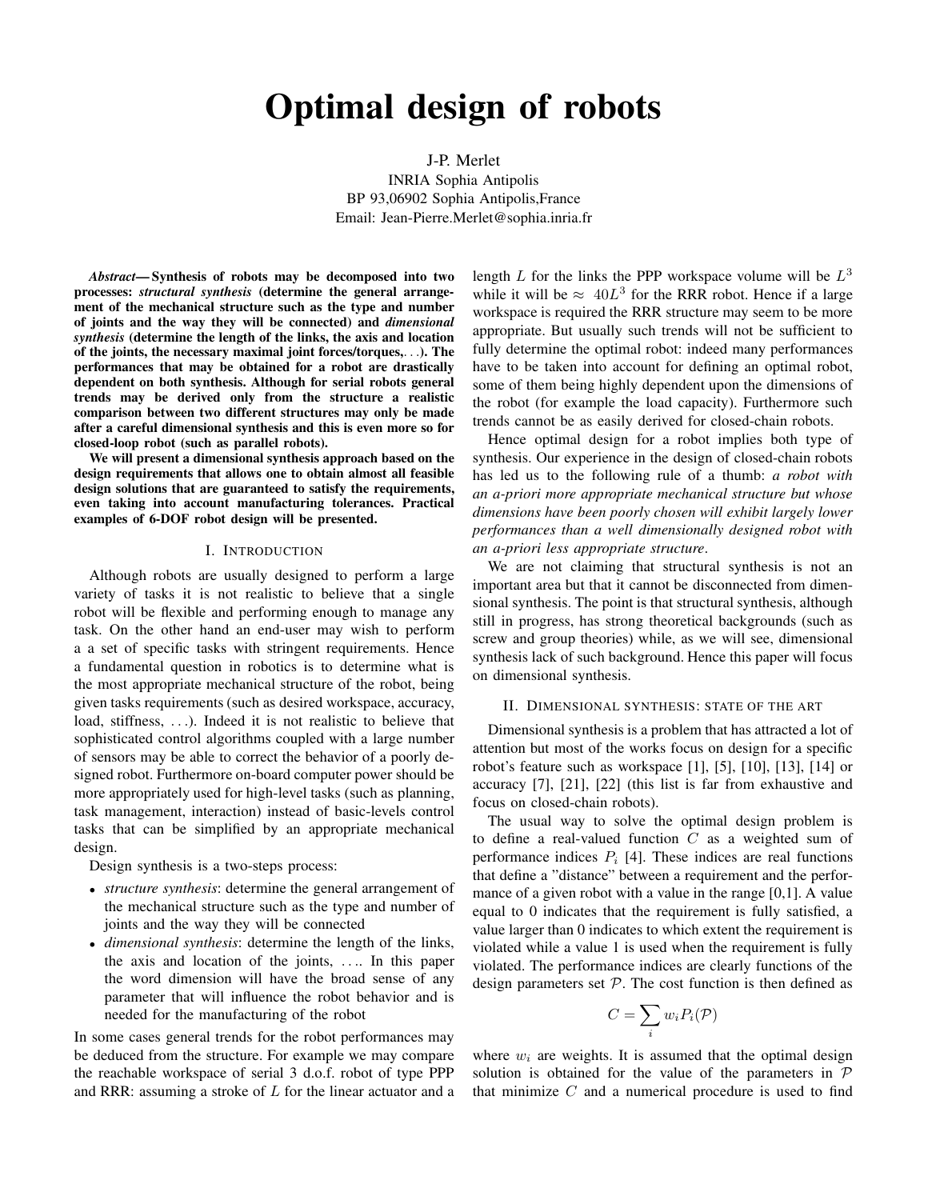# Optimal design of robots

J-P. Merlet
INRIA Sophia Antipolis
BP 93,06902 Sophia Antipolis,France
Email: Jean-Pierre.Merlet@sophia.inria.fr

***Abstract*— Synthesis of robots may be decomposed into two processes: *structural synthesis* (determine the general arrangement of the mechanical structure such as the type and number of joints and the way they will be connected) and *dimensional synthesis* (determine the length of the links, the axis and location of the joints, the necessary maximal joint forces/torques,...). The performances that may be obtained for a robot are drastically dependent on both synthesis. Although for serial robots general trends may be derived only from the structure a realistic comparison between two different structures may only be made after a careful dimensional synthesis and this is even more so for closed-loop robot (such as parallel robots).**

**We will present a dimensional synthesis approach based on the design requirements that allows one to obtain almost all feasible design solutions that are guaranteed to satisfy the requirements, even taking into account manufacturing tolerances. Practical examples of 6-DOF robot design will be presented.**

## I. Introduction

Although robots are usually designed to perform a large variety of tasks it is not realistic to believe that a single robot will be flexible and performing enough to manage any task. On the other hand an end-user may wish to perform a a set of specific tasks with stringent requirements. Hence a fundamental question in robotics is to determine what is the most appropriate mechanical structure of the robot, being given tasks requirements (such as desired workspace, accuracy, load, stiffness, ...). Indeed it is not realistic to believe that sophisticated control algorithms coupled with a large number of sensors may be able to correct the behavior of a poorly designed robot. Furthermore on-board computer power should be more appropriately used for high-level tasks (such as planning, task management, interaction) instead of basic-levels control tasks that can be simplified by an appropriate mechanical design.

Design synthesis is a two-steps process:

- *structure synthesis*: determine the general arrangement of the mechanical structure such as the type and number of joints and the way they will be connected
- *dimensional synthesis*: determine the length of the links, the axis and location of the joints, .... In this paper the word dimension will have the broad sense of any parameter that will influence the robot behavior and is needed for the manufacturing of the robot

In some cases general trends for the robot performances may be deduced from the structure. For example we may compare the reachable workspace of serial 3 d.o.f. robot of type PPP and RRR: assuming a stroke of $L$ for the linear actuator and a length $L$ for the links the PPP workspace volume will be $L^3$ while it will be $\approx 40L^3$ for the RRR robot. Hence if a large workspace is required the RRR structure may seem to be more appropriate. But usually such trends will not be sufficient to fully determine the optimal robot: indeed many performances have to be taken into account for defining an optimal robot, some of them being highly dependent upon the dimensions of the robot (for example the load capacity). Furthermore such trends cannot be as easily derived for closed-chain robots.

Hence optimal design for a robot implies both type of synthesis. Our experience in the design of closed-chain robots has led us to the following rule of a thumb: *a robot with an a-priori more appropriate mechanical structure but whose dimensions have been poorly chosen will exhibit largely lower performances than a well dimensionally designed robot with an a-priori less appropriate structure*.

We are not claiming that structural synthesis is not an important area but that it cannot be disconnected from dimensional synthesis. The point is that structural synthesis, although still in progress, has strong theoretical backgrounds (such as screw and group theories) while, as we will see, dimensional synthesis lack of such background. Hence this paper will focus on dimensional synthesis.

## II. Dimensional synthesis: state of the art

Dimensional synthesis is a problem that has attracted a lot of attention but most of the works focus on design for a specific robot's feature such as workspace [1], [5], [10], [13], [14] or accuracy [7], [21], [22] (this list is far from exhaustive and focus on closed-chain robots).

The usual way to solve the optimal design problem is to define a real-valued function $C$ as a weighted sum of performance indices $P_i$ [4]. These indices are real functions that define a "distance" between a requirement and the performance of a given robot with a value in the range [0,1]. A value equal to 0 indicates that the requirement is fully satisfied, a value larger than 0 indicates to which extent the requirement is violated while a value 1 is used when the requirement is fully violated. The performance indices are clearly functions of the design parameters set $\mathcal{P}$. The cost function is then defined as

$$C = \sum_i w_i P_i(\mathcal{P})$$

where $w_i$ are weights. It is assumed that the optimal design solution is obtained for the value of the parameters in $\mathcal{P}$ that minimize $C$ and a numerical procedure is used to find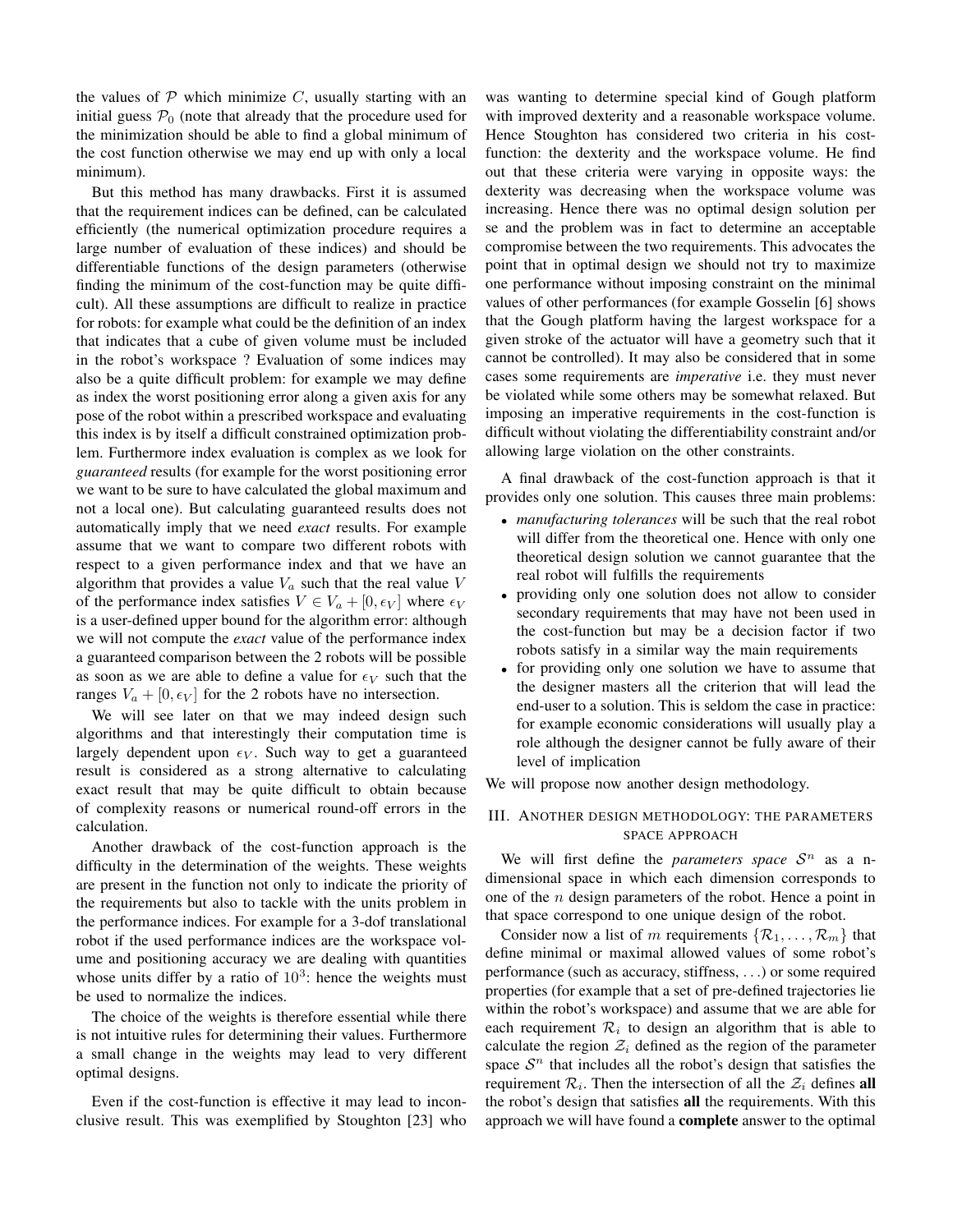the values of $\mathcal{P}$ which minimize $C$, usually starting with an initial guess $\mathcal{P}_0$ (note that already that the procedure used for the minimization should be able to find a global minimum of the cost function otherwise we may end up with only a local minimum).

But this method has many drawbacks. First it is assumed that the requirement indices can be defined, can be calculated efficiently (the numerical optimization procedure requires a large number of evaluation of these indices) and should be differentiable functions of the design parameters (otherwise finding the minimum of the cost-function may be quite difficult). All these assumptions are difficult to realize in practice for robots: for example what could be the definition of an index that indicates that a cube of given volume must be included in the robot's workspace ? Evaluation of some indices may also be a quite difficult problem: for example we may define as index the worst positioning error along a given axis for any pose of the robot within a prescribed workspace and evaluating this index is by itself a difficult constrained optimization problem. Furthermore index evaluation is complex as we look for *guaranteed* results (for example for the worst positioning error we want to be sure to have calculated the global maximum and not a local one). But calculating guaranteed results does not automatically imply that we need *exact* results. For example assume that we want to compare two different robots with respect to a given performance index and that we have an algorithm that provides a value $V_a$ such that the real value $V$ of the performance index satisfies $V \in V_a + [0, \epsilon_V]$ where $\epsilon_V$ is a user-defined upper bound for the algorithm error: although we will not compute the *exact* value of the performance index a guaranteed comparison between the 2 robots will be possible as soon as we are able to define a value for $\epsilon_V$ such that the ranges $V_a + [0, \epsilon_V]$ for the 2 robots have no intersection.

We will see later on that we may indeed design such algorithms and that interestingly their computation time is largely dependent upon $\epsilon_V$. Such way to get a guaranteed result is considered as a strong alternative to calculating exact result that may be quite difficult to obtain because of complexity reasons or numerical round-off errors in the calculation.

Another drawback of the cost-function approach is the difficulty in the determination of the weights. These weights are present in the function not only to indicate the priority of the requirements but also to tackle with the units problem in the performance indices. For example for a 3-dof translational robot if the used performance indices are the workspace volume and positioning accuracy we are dealing with quantities whose units differ by a ratio of $10^3$: hence the weights must be used to normalize the indices.

The choice of the weights is therefore essential while there is not intuitive rules for determining their values. Furthermore a small change in the weights may lead to very different optimal designs.

Even if the cost-function is effective it may lead to inconclusive result. This was exemplified by Stoughton [23] who was wanting to determine special kind of Gough platform with improved dexterity and a reasonable workspace volume. Hence Stoughton has considered two criteria in his cost-function: the dexterity and the workspace volume. He find out that these criteria were varying in opposite ways: the dexterity was decreasing when the workspace volume was increasing. Hence there was no optimal design solution per se and the problem was in fact to determine an acceptable compromise between the two requirements. This advocates the point that in optimal design we should not try to maximize one performance without imposing constraint on the minimal values of other performances (for example Gosselin [6] shows that the Gough platform having the largest workspace for a given stroke of the actuator will have a geometry such that it cannot be controlled). It may also be considered that in some cases some requirements are *imperative* i.e. they must never be violated while some others may be somewhat relaxed. But imposing an imperative requirements in the cost-function is difficult without violating the differentiability constraint and/or allowing large violation on the other constraints.

A final drawback of the cost-function approach is that it provides only one solution. This causes three main problems:

- *manufacturing tolerances* will be such that the real robot will differ from the theoretical one. Hence with only one theoretical design solution we cannot guarantee that the real robot will fulfills the requirements
- providing only one solution does not allow to consider secondary requirements that may have not been used in the cost-function but may be a decision factor if two robots satisfy in a similar way the main requirements
- for providing only one solution we have to assume that the designer masters all the criterion that will lead the end-user to a solution. This is seldom the case in practice: for example economic considerations will usually play a role although the designer cannot be fully aware of their level of implication

We will propose now another design methodology.

## III. Another design methodology: the parameters space approach

We will first define the *parameters space* $\mathcal{S}^n$ as a n-dimensional space in which each dimension corresponds to one of the $n$ design parameters of the robot. Hence a point in that space correspond to one unique design of the robot.

Consider now a list of $m$ requirements $\{\mathcal{R}_1, \ldots, \mathcal{R}_m\}$ that define minimal or maximal allowed values of some robot's performance (such as accuracy, stiffness, ...) or some required properties (for example that a set of pre-defined trajectories lie within the robot's workspace) and assume that we are able for each requirement $\mathcal{R}_i$ to design an algorithm that is able to calculate the region $\mathcal{Z}_i$ defined as the region of the parameter space $\mathcal{S}^n$ that includes all the robot's design that satisfies the requirement $\mathcal{R}_i$. Then the intersection of all the $\mathcal{Z}_i$ defines **all** the robot's design that satisfies **all** the requirements. With this approach we will have found a **complete** answer to the optimal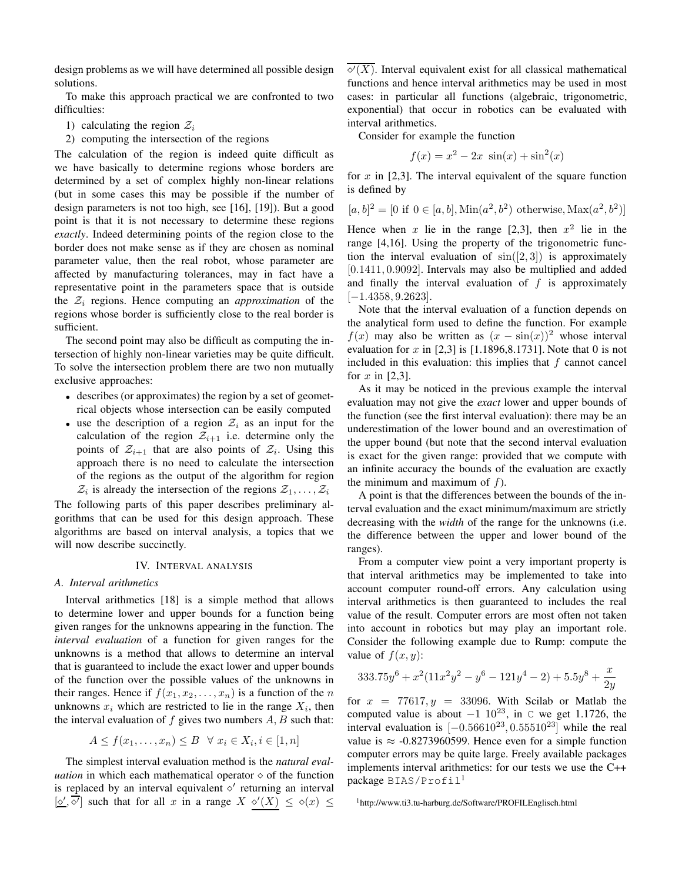design problems as we will have determined all possible design solutions.

To make this approach practical we are confronted to two difficulties:

1) calculating the region $\mathcal{Z}_i$
2) computing the intersection of the regions

The calculation of the region is indeed quite difficult as we have basically to determine regions whose borders are determined by a set of complex highly non-linear relations (but in some cases this may be possible if the number of design parameters is not too high, see [16], [19]). But a good point is that it is not necessary to determine these regions *exactly*. Indeed determining points of the region close to the border does not make sense as if they are chosen as nominal parameter value, then the real robot, whose parameter are affected by manufacturing tolerances, may in fact have a representative point in the parameters space that is outside the $\mathcal{Z}_i$ regions. Hence computing an *approximation* of the regions whose border is sufficiently close to the real border is sufficient.

The second point may also be difficult as computing the intersection of highly non-linear varieties may be quite difficult. To solve the intersection problem there are two non mutually exclusive approaches:

- describes (or approximates) the region by a set of geometrical objects whose intersection can be easily computed
- use the description of a region $\mathcal{Z}_i$ as an input for the calculation of the region $\mathcal{Z}_{i+1}$ i.e. determine only the points of $\mathcal{Z}_{i+1}$ that are also points of $\mathcal{Z}_i$. Using this approach there is no need to calculate the intersection of the regions as the output of the algorithm for region $\mathcal{Z}_i$ is already the intersection of the regions $\mathcal{Z}_1, \ldots, \mathcal{Z}_i$

The following parts of this paper describes preliminary algorithms that can be used for this design approach. These algorithms are based on interval analysis, a topics that we will now describe succinctly.

## IV. Interval analysis

### A. Interval arithmetics

Interval arithmetics [18] is a simple method that allows to determine lower and upper bounds for a function being given ranges for the unknowns appearing in the function. The *interval evaluation* of a function for given ranges for the unknowns is a method that allows to determine an interval that is guaranteed to include the exact lower and upper bounds of the function over the possible values of the unknowns in their ranges. Hence if $f(x_1, x_2, \ldots, x_n)$ is a function of the $n$ unknowns $x_i$ which are restricted to lie in the range $X_i$, then the interval evaluation of $f$ gives two numbers $A, B$ such that:

$$A \leq f(x_1, \ldots, x_n) \leq B \quad \forall \; x_i \in X_i, i \in [1, n]$$

The simplest interval evaluation method is the *natural evaluation* in which each mathematical operator $\diamond$ of the function is replaced by an interval equivalent $\diamond'$ returning an interval $[\underline{\diamond'}, \overline{\diamond'}]$ such that for all $x$ in a range $X$ $\underline{\diamond'(X)} \leq \diamond(x) \leq \overline{\diamond'(X)}$. Interval equivalent exist for all classical mathematical functions and hence interval arithmetics may be used in most cases: in particular all functions (algebraic, trigonometric, exponential) that occur in robotics can be evaluated with interval arithmetics.

Consider for example the function

$$f(x) = x^2 - 2x \; \sin(x) + \sin^2(x)$$

for $x$ in [2,3]. The interval equivalent of the square function is defined by

$$[a, b]^2 = [0 \text{ if } 0 \in [a, b], \text{Min}(a^2, b^2) \text{ otherwise}, \text{Max}(a^2, b^2)]$$

Hence when $x$ lie in the range [2,3], then $x^2$ lie in the range [4,16]. Using the property of the trigonometric function the interval evaluation of $\sin([2, 3])$ is approximately $[0.1411, 0.9092]$. Intervals may also be multiplied and added and finally the interval evaluation of $f$ is approximately $[-1.4358, 9.2623]$.

Note that the interval evaluation of a function depends on the analytical form used to define the function. For example $f(x)$ may also be written as $(x - \sin(x))^2$ whose interval evaluation for $x$ in [2,3] is [1.1896,8.1731]. Note that 0 is not included in this evaluation: this implies that $f$ cannot cancel for $x$ in [2,3].

As it may be noticed in the previous example the interval evaluation may not give the *exact* lower and upper bounds of the function (see the first interval evaluation): there may be an underestimation of the lower bound and an overestimation of the upper bound (but note that the second interval evaluation is exact for the given range: provided that we compute with an infinite accuracy the bounds of the evaluation are exactly the minimum and maximum of $f$).

A point is that the differences between the bounds of the interval evaluation and the exact minimum/maximum are strictly decreasing with the *width* of the range for the unknowns (i.e. the difference between the upper and lower bound of the ranges).

From a computer view point a very important property is that interval arithmetics may be implemented to take into account computer round-off errors. Any calculation using interval arithmetics is then guaranteed to includes the real value of the result. Computer errors are most often not taken into account in robotics but may play an important role. Consider the following example due to Rump: compute the value of $f(x, y)$:

$$333.75y^6 + x^2(11x^2y^2 - y^6 - 121y^4 - 2) + 5.5y^8 + \frac{x}{2y}$$

for $x = 77617, y = 33096$. With Scilab or Matlab the computed value is about $-1 \; 10^{23}$, in `C` we get 1.1726, the interval evaluation is $[-0.56610^{23}, 0.55510^{23}]$ while the real value is $\approx$ -0.8273960599. Hence even for a simple function computer errors may be quite large. Freely available packages implements interval arithmetics: for our tests we use the C++ package `BIAS/Profil`[1]

[1] http://www.ti3.tu-harburg.de/Software/PROFILEnglisch.html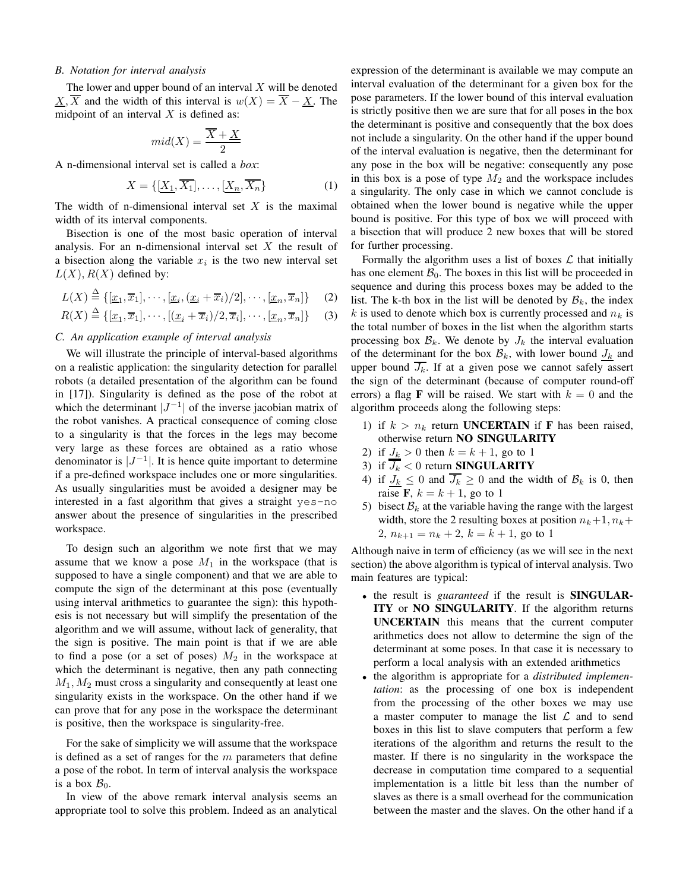### B. Notation for interval analysis

The lower and upper bound of an interval $X$ will be denoted $\underline{X}, \overline{X}$ and the width of this interval is $w(X) = \overline{X} - \underline{X}$. The midpoint of an interval $X$ is defined as:

$$mid(X) = \frac{\overline{X} + \underline{X}}{2}$$

A n-dimensional interval set is called a *box*:

$$X = \{[\underline{X_1}, \overline{X_1}], \ldots, [\underline{X_n}, \overline{X_n}\} \tag{1}$$

The width of n-dimensional interval set $X$ is the maximal width of its interval components.

Bisection is one of the most basic operation of interval analysis. For an n-dimensional interval set $X$ the result of a bisection along the variable $x_i$ is the two new interval set $L(X), R(X)$ defined by:

$$L(X) \stackrel{\Delta}{=} \{[\underline{x}_1, \overline{x}_1], \cdots, [\underline{x}_i, (\underline{x}_i + \overline{x}_i)/2], \cdots, [\underline{x}_n, \overline{x}_n]\} \tag{2}$$

$$R(X) \stackrel{\Delta}{=} \{[\underline{x}_1, \overline{x}_1], \cdots, [(\underline{x}_i + \overline{x}_i)/2, \overline{x}_i], \cdots, [\underline{x}_n, \overline{x}_n]\} \tag{3}$$

### C. An application example of interval analysis

We will illustrate the principle of interval-based algorithms on a realistic application: the singularity detection for parallel robots (a detailed presentation of the algorithm can be found in [17]). Singularity is defined as the pose of the robot at which the determinant $|J^{-1}|$ of the inverse jacobian matrix of the robot vanishes. A practical consequence of coming close to a singularity is that the forces in the legs may become very large as these forces are obtained as a ratio whose denominator is $|J^{-1}|$. It is hence quite important to determine if a pre-defined workspace includes one or more singularities. As usually singularities must be avoided a designer may be interested in a fast algorithm that gives a straight `yes-no` answer about the presence of singularities in the prescribed workspace.

To design such an algorithm we note first that we may assume that we know a pose $M_1$ in the workspace (that is supposed to have a single component) and that we are able to compute the sign of the determinant at this pose (eventually using interval arithmetics to guarantee the sign): this hypothesis is not necessary but will simplify the presentation of the algorithm and we will assume, without lack of generality, that the sign is positive. The main point is that if we are able to find a pose (or a set of poses) $M_2$ in the workspace at which the determinant is negative, then any path connecting $M_1, M_2$ must cross a singularity and consequently at least one singularity exists in the workspace. On the other hand if we can prove that for any pose in the workspace the determinant is positive, then the workspace is singularity-free.

For the sake of simplicity we will assume that the workspace is defined as a set of ranges for the $m$ parameters that define a pose of the robot. In term of interval analysis the workspace is a box $\mathcal{B}_0$.

In view of the above remark interval analysis seems an appropriate tool to solve this problem. Indeed as an analytical expression of the determinant is available we may compute an interval evaluation of the determinant for a given box for the pose parameters. If the lower bound of this interval evaluation is strictly positive then we are sure that for all poses in the box the determinant is positive and consequently that the box does not include a singularity. On the other hand if the upper bound of the interval evaluation is negative, then the determinant for any pose in the box will be negative: consequently any pose in this box is a pose of type $M_2$ and the workspace includes a singularity. The only case in which we cannot conclude is obtained when the lower bound is negative while the upper bound is positive. For this type of box we will proceed with a bisection that will produce 2 new boxes that will be stored for further processing.

Formally the algorithm uses a list of boxes $\mathcal{L}$ that initially has one element $\mathcal{B}_0$. The boxes in this list will be proceeded in sequence and during this process boxes may be added to the list. The k-th box in the list will be denoted by $\mathcal{B}_k$, the index $k$ is used to denote which box is currently processed and $n_k$ is the total number of boxes in the list when the algorithm starts processing box $\mathcal{B}_k$. We denote by $J_k$ the interval evaluation of the determinant for the box $\mathcal{B}_k$, with lower bound $\underline{J_k}$ and upper bound $\overline{J_k}$. If at a given pose we cannot safely assert the sign of the determinant (because of computer round-off errors) a flag **F** will be raised. We start with $k = 0$ and the algorithm proceeds along the following steps:

1) if $k > n_k$ return **UNCERTAIN** if **F** has been raised, otherwise return **NO SINGULARITY**
2) if $\underline{J_k} > 0$ then $k = k + 1$, go to 1
3) if $\overline{J_k} < 0$ return **SINGULARITY**
4) if $\underline{J_k} \leq 0$ and $\overline{J_k} \geq 0$ and the width of $\mathcal{B}_k$ is 0, then raise **F**, $k = k + 1$, go to 1
5) bisect $\mathcal{B}_k$ at the variable having the range with the largest width, store the 2 resulting boxes at position $n_k+1, n_k+2$, $n_{k+1} = n_k + 2$, $k = k + 1$, go to 1

Although naive in term of efficiency (as we will see in the next section) the above algorithm is typical of interval analysis. Two main features are typical:

- the result is *guaranteed* if the result is **SINGULARITY** or **NO SINGULARITY**. If the algorithm returns **UNCERTAIN** this means that the current computer arithmetics does not allow to determine the sign of the determinant at some poses. In that case it is necessary to perform a local analysis with an extended arithmetics
- the algorithm is appropriate for a *distributed implementation*: as the processing of one box is independent from the processing of the other boxes we may use a master computer to manage the list $\mathcal{L}$ and to send boxes in this list to slave computers that perform a few iterations of the algorithm and returns the result to the master. If there is no singularity in the workspace the decrease in computation time compared to a sequential implementation is a little bit less than the number of slaves as there is a small overhead for the communication between the master and the slaves. On the other hand if a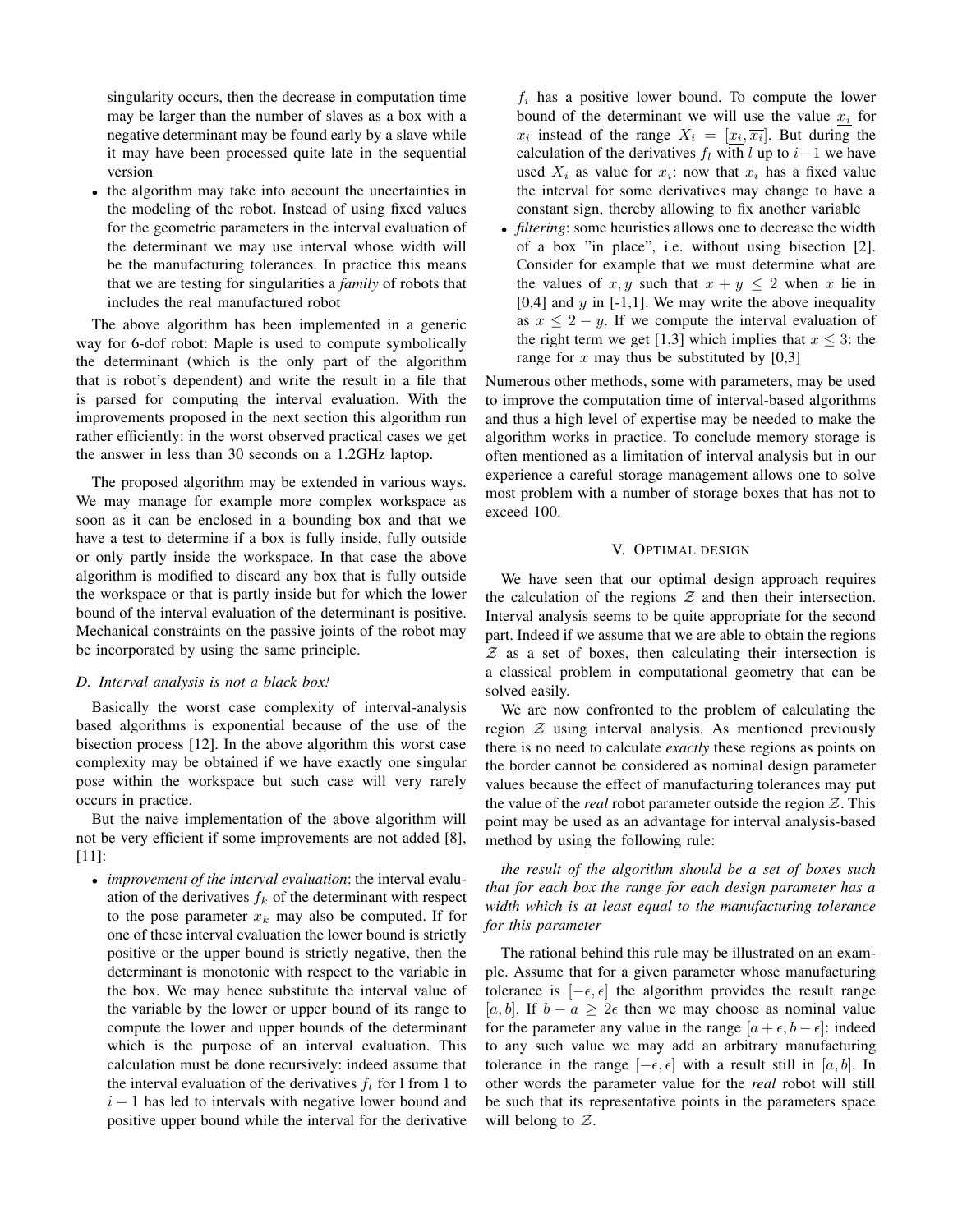singularity occurs, then the decrease in computation time may be larger than the number of slaves as a box with a negative determinant may be found early by a slave while it may have been processed quite late in the sequential version

- the algorithm may take into account the uncertainties in the modeling of the robot. Instead of using fixed values for the geometric parameters in the interval evaluation of the determinant we may use interval whose width will be the manufacturing tolerances. In practice this means that we are testing for singularities a *family* of robots that includes the real manufactured robot

The above algorithm has been implemented in a generic way for 6-dof robot: Maple is used to compute symbolically the determinant (which is the only part of the algorithm that is robot's dependent) and write the result in a file that is parsed for computing the interval evaluation. With the improvements proposed in the next section this algorithm run rather efficiently: in the worst observed practical cases we get the answer in less than 30 seconds on a 1.2GHz laptop.

The proposed algorithm may be extended in various ways. We may manage for example more complex workspace as soon as it can be enclosed in a bounding box and that we have a test to determine if a box is fully inside, fully outside or only partly inside the workspace. In that case the above algorithm is modified to discard any box that is fully outside the workspace or that is partly inside but for which the lower bound of the interval evaluation of the determinant is positive. Mechanical constraints on the passive joints of the robot may be incorporated by using the same principle.

### D. Interval analysis is not a black box!

Basically the worst case complexity of interval-analysis based algorithms is exponential because of the use of the bisection process [12]. In the above algorithm this worst case complexity may be obtained if we have exactly one singular pose within the workspace but such case will very rarely occurs in practice.

But the naive implementation of the above algorithm will not be very efficient if some improvements are not added [8], [11]:

- *improvement of the interval evaluation*: the interval evaluation of the derivatives $f_k$ of the determinant with respect to the pose parameter $x_k$ may also be computed. If for one of these interval evaluation the lower bound is strictly positive or the upper bound is strictly negative, then the determinant is monotonic with respect to the variable in the box. We may hence substitute the interval value of the variable by the lower or upper bound of its range to compute the lower and upper bounds of the determinant which is the purpose of an interval evaluation. This calculation must be done recursively: indeed assume that the interval evaluation of the derivatives $f_l$ for l from 1 to $i-1$ has led to intervals with negative lower bound and positive upper bound while the interval for the derivative $f_i$ has a positive lower bound. To compute the lower bound of the determinant we will use the value $\underline{x_i}$ for $x_i$ instead of the range $X_i = [\underline{x_i}, \overline{x_i}]$. But during the calculation of the derivatives $f_l$ with $l$ up to $i-1$ we have used $X_i$ as value for $x_i$: now that $x_i$ has a fixed value the interval for some derivatives may change to have a constant sign, thereby allowing to fix another variable
- *filtering*: some heuristics allows one to decrease the width of a box "in place", i.e. without using bisection [2]. Consider for example that we must determine what are the values of $x, y$ such that $x + y \leq 2$ when $x$ lie in [0,4] and $y$ in [-1,1]. We may write the above inequality as $x \leq 2 - y$. If we compute the interval evaluation of the right term we get [1,3] which implies that $x \leq 3$: the range for $x$ may thus be substituted by [0,3]

Numerous other methods, some with parameters, may be used to improve the computation time of interval-based algorithms and thus a high level of expertise may be needed to make the algorithm works in practice. To conclude memory storage is often mentioned as a limitation of interval analysis but in our experience a careful storage management allows one to solve most problem with a number of storage boxes that has not to exceed 100.

## V. Optimal design

We have seen that our optimal design approach requires the calculation of the regions $\mathcal{Z}$ and then their intersection. Interval analysis seems to be quite appropriate for the second part. Indeed if we assume that we are able to obtain the regions $\mathcal{Z}$ as a set of boxes, then calculating their intersection is a classical problem in computational geometry that can be solved easily.

We are now confronted to the problem of calculating the region $\mathcal{Z}$ using interval analysis. As mentioned previously there is no need to calculate *exactly* these regions as points on the border cannot be considered as nominal design parameter values because the effect of manufacturing tolerances may put the value of the *real* robot parameter outside the region $\mathcal{Z}$. This point may be used as an advantage for interval analysis-based method by using the following rule:

*the result of the algorithm should be a set of boxes such that for each box the range for each design parameter has a width which is at least equal to the manufacturing tolerance for this parameter*

The rational behind this rule may be illustrated on an example. Assume that for a given parameter whose manufacturing tolerance is $[-\epsilon, \epsilon]$ the algorithm provides the result range $[a, b]$. If $b - a \geq 2\epsilon$ then we may choose as nominal value for the parameter any value in the range $[a + \epsilon, b - \epsilon]$: indeed to any such value we may add an arbitrary manufacturing tolerance in the range $[-\epsilon, \epsilon]$ with a result still in $[a, b]$. In other words the parameter value for the *real* robot will still be such that its representative points in the parameters space will belong to $\mathcal{Z}$.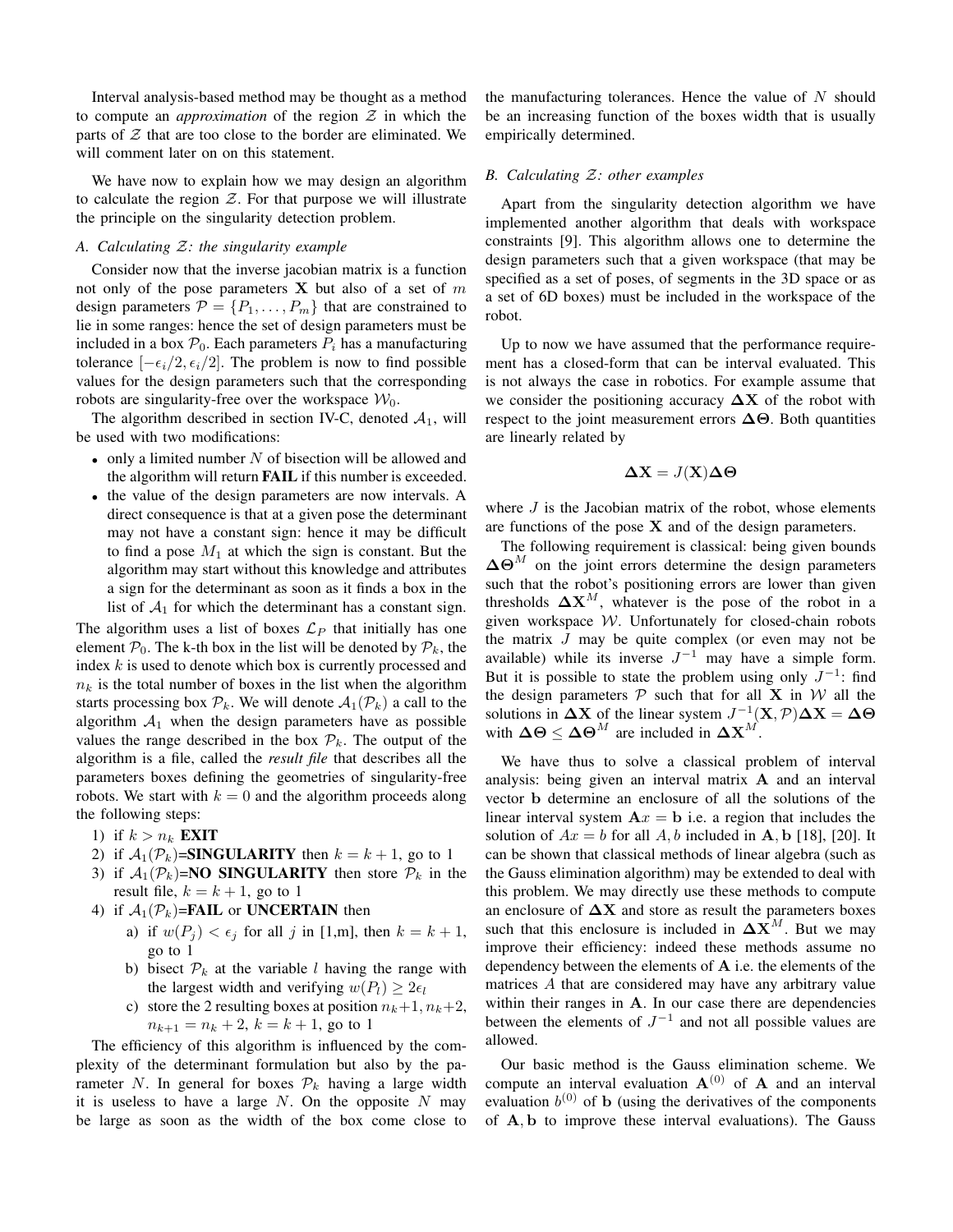Interval analysis-based method may be thought as a method to compute an *approximation* of the region $\mathcal{Z}$ in which the parts of $\mathcal{Z}$ that are too close to the border are eliminated. We will comment later on on this statement.

We have now to explain how we may design an algorithm to calculate the region $\mathcal{Z}$. For that purpose we will illustrate the principle on the singularity detection problem.

### A. Calculating $\mathcal{Z}$: the singularity example

Consider now that the inverse jacobian matrix is a function not only of the pose parameters $\mathbf{X}$ but also of a set of $m$ design parameters $\mathcal{P} = \{P_1, \ldots, P_m\}$ that are constrained to lie in some ranges: hence the set of design parameters must be included in a box $\mathcal{P}_0$. Each parameters $P_i$ has a manufacturing tolerance $[-\epsilon_i/2, \epsilon_i/2]$. The problem is now to find possible values for the design parameters such that the corresponding robots are singularity-free over the workspace $\mathcal{W}_0$.

The algorithm described in section IV-C, denoted $\mathcal{A}_1$, will be used with two modifications:

- only a limited number $N$ of bisection will be allowed and the algorithm will return **FAIL** if this number is exceeded.
- the value of the design parameters are now intervals. A direct consequence is that at a given pose the determinant may not have a constant sign: hence it may be difficult to find a pose $M_1$ at which the sign is constant. But the algorithm may start without this knowledge and attributes a sign for the determinant as soon as it finds a box in the list of $\mathcal{A}_1$ for which the determinant has a constant sign.

The algorithm uses a list of boxes $\mathcal{L}_P$ that initially has one element $\mathcal{P}_0$. The k-th box in the list will be denoted by $\mathcal{P}_k$, the index $k$ is used to denote which box is currently processed and $n_k$ is the total number of boxes in the list when the algorithm starts processing box $\mathcal{P}_k$. We will denote $\mathcal{A}_1(\mathcal{P}_k)$ a call to the algorithm $\mathcal{A}_1$ when the design parameters have as possible values the range described in the box $\mathcal{P}_k$. The output of the algorithm is a file, called the *result file* that describes all the parameters boxes defining the geometries of singularity-free robots. We start with $k = 0$ and the algorithm proceeds along the following steps:

1) if $k > n_k$ **EXIT**
2) if $\mathcal{A}_1(\mathcal{P}_k)$=**SINGULARITY** then $k = k + 1$, go to 1
3) if $\mathcal{A}_1(\mathcal{P}_k)$=**NO SINGULARITY** then store $\mathcal{P}_k$ in the result file, $k = k + 1$, go to 1
4) if $\mathcal{A}_1(\mathcal{P}_k)$=**FAIL** or **UNCERTAIN** then
   a) if $w(P_j) < \epsilon_j$ for all $j$ in [1,m], then $k = k + 1$, go to 1
   b) bisect $\mathcal{P}_k$ at the variable $l$ having the range with the largest width and verifying $w(P_l) \geq 2\epsilon_l$
   c) store the 2 resulting boxes at position $n_k+1, n_k+2$, $n_{k+1} = n_k + 2$, $k = k + 1$, go to 1

The efficiency of this algorithm is influenced by the complexity of the determinant formulation but also by the parameter $N$. In general for boxes $\mathcal{P}_k$ having a large width it is useless to have a large $N$. On the opposite $N$ may be large as soon as the width of the box come close to the manufacturing tolerances. Hence the value of $N$ should be an increasing function of the boxes width that is usually empirically determined.

### B. Calculating $\mathcal{Z}$: other examples

Apart from the singularity detection algorithm we have implemented another algorithm that deals with workspace constraints [9]. This algorithm allows one to determine the design parameters such that a given workspace (that may be specified as a set of poses, of segments in the 3D space or as a set of 6D boxes) must be included in the workspace of the robot.

Up to now we have assumed that the performance requirement has a closed-form that can be interval evaluated. This is not always the case in robotics. For example assume that we consider the positioning accuracy $\mathbf{\Delta X}$ of the robot with respect to the joint measurement errors $\mathbf{\Delta\Theta}$. Both quantities are linearly related by

$$\mathbf{\Delta X} = J(\mathbf{X})\mathbf{\Delta\Theta}$$

where $J$ is the Jacobian matrix of the robot, whose elements are functions of the pose $\mathbf{X}$ and of the design parameters.

The following requirement is classical: being given bounds $\mathbf{\Delta\Theta}^M$ on the joint errors determine the design parameters such that the robot's positioning errors are lower than given thresholds $\mathbf{\Delta X}^M$, whatever is the pose of the robot in a given workspace $\mathcal{W}$. Unfortunately for closed-chain robots the matrix $J$ may be quite complex (or even may not be available) while its inverse $J^{-1}$ may have a simple form. But it is possible to state the problem using only $J^{-1}$: find the design parameters $\mathcal{P}$ such that for all $\mathbf{X}$ in $\mathcal{W}$ all the solutions in $\mathbf{\Delta X}$ of the linear system $J^{-1}(\mathbf{X}, \mathcal{P})\mathbf{\Delta X} = \mathbf{\Delta\Theta}$ with $\mathbf{\Delta\Theta} \leq \mathbf{\Delta\Theta}^M$ are included in $\mathbf{\Delta X}^M$.

We have thus to solve a classical problem of interval analysis: being given an interval matrix $\mathbf{A}$ and an interval vector $\mathbf{b}$ determine an enclosure of all the solutions of the linear interval system $\mathbf{A}x = \mathbf{b}$ i.e. a region that includes the solution of $Ax = b$ for all $A, b$ included in $\mathbf{A}, \mathbf{b}$ [18], [20]. It can be shown that classical methods of linear algebra (such as the Gauss elimination algorithm) may be extended to deal with this problem. We may directly use these methods to compute an enclosure of $\mathbf{\Delta X}$ and store as result the parameters boxes such that this enclosure is included in $\mathbf{\Delta X}^M$. But we may improve their efficiency: indeed these methods assume no dependency between the elements of $\mathbf{A}$ i.e. the elements of the matrices $A$ that are considered may have any arbitrary value within their ranges in $\mathbf{A}$. In our case there are dependencies between the elements of $J^{-1}$ and not all possible values are allowed.

Our basic method is the Gauss elimination scheme. We compute an interval evaluation $\mathbf{A}^{(0)}$ of $\mathbf{A}$ and an interval evaluation $b^{(0)}$ of $\mathbf{b}$ (using the derivatives of the components of $\mathbf{A}, \mathbf{b}$ to improve these interval evaluations). The Gauss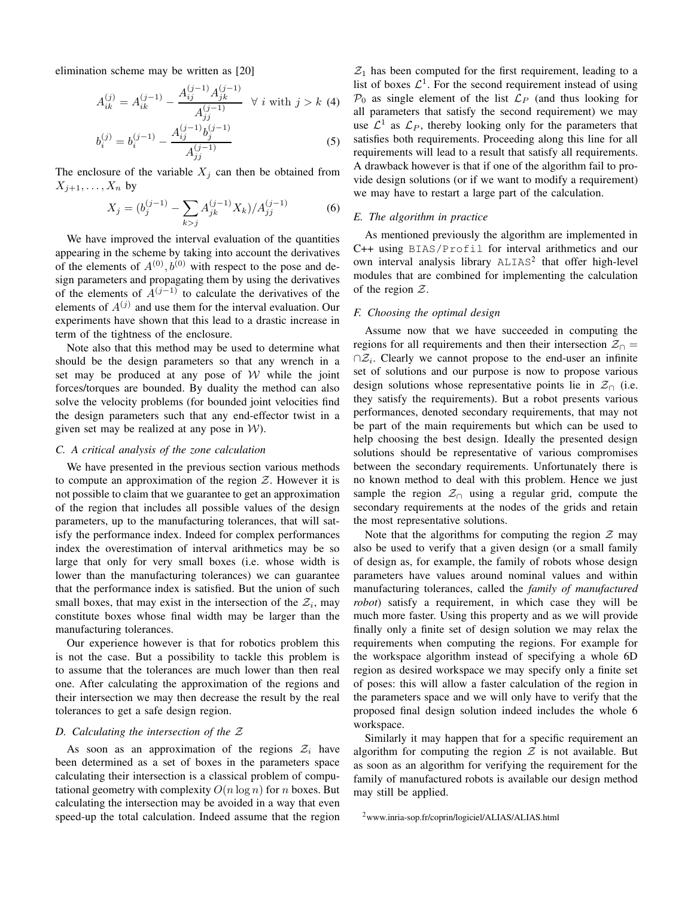elimination scheme may be written as [20]

$$A_{ik}^{(j)} = A_{ik}^{(j-1)} - \frac{A_{ij}^{(j-1)} A_{jk}^{(j-1)}}{A_{jj}^{(j-1)}} \quad \forall \ i \text{ with } j > k \quad (4)$$

$$b_i^{(j)} = b_i^{(j-1)} - \frac{A_{ij}^{(j-1)} b_j^{(j-1)}}{A_{jj}^{(j-1)}} \quad (5)$$

The enclosure of the variable $X_j$ can then be obtained from $X_{j+1}, \ldots, X_n$ by

$$X_j = (b_j^{(j-1)} - \sum_{k>j} A_{jk}^{(j-1)} X_k)/A_{jj}^{(j-1)} \quad (6)$$

We have improved the interval evaluation of the quantities appearing in the scheme by taking into account the derivatives of the elements of $A^{(0)}, b^{(0)}$ with respect to the pose and design parameters and propagating them by using the derivatives of the elements of $A^{(j-1)}$ to calculate the derivatives of the elements of $A^{(j)}$ and use them for the interval evaluation. Our experiments have shown that this lead to a drastic increase in term of the tightness of the enclosure.

Note also that this method may be used to determine what should be the design parameters so that any wrench in a set may be produced at any pose of $\mathcal{W}$ while the joint forces/torques are bounded. By duality the method can also solve the velocity problems (for bounded joint velocities find the design parameters such that any end-effector twist in a given set may be realized at any pose in $\mathcal{W}$).

### C. A critical analysis of the zone calculation

We have presented in the previous section various methods to compute an approximation of the region $\mathcal{Z}$. However it is not possible to claim that we guarantee to get an approximation of the region that includes all possible values of the design parameters, up to the manufacturing tolerances, that will satisfy the performance index. Indeed for complex performances index the overestimation of interval arithmetics may be so large that only for very small boxes (i.e. whose width is lower than the manufacturing tolerances) we can guarantee that the performance index is satisfied. But the union of such small boxes, that may exist in the intersection of the $\mathcal{Z}_i$, may constitute boxes whose final width may be larger than the manufacturing tolerances.

Our experience however is that for robotics problem this is not the case. But a possibility to tackle this problem is to assume that the tolerances are much lower than then real one. After calculating the approximation of the regions and their intersection we may then decrease the result by the real tolerances to get a safe design region.

### D. Calculating the intersection of the $\mathcal{Z}$

As soon as an approximation of the regions $\mathcal{Z}_i$ have been determined as a set of boxes in the parameters space calculating their intersection is a classical problem of computational geometry with complexity $O(n \log n)$ for $n$ boxes. But calculating the intersection may be avoided in a way that even speed-up the total calculation. Indeed assume that the region $\mathcal{Z}_1$ has been computed for the first requirement, leading to a list of boxes $\mathcal{L}^1$. For the second requirement instead of using $\mathcal{P}_0$ as single element of the list $\mathcal{L}_P$ (and thus looking for all parameters that satisfy the second requirement) we may use $\mathcal{L}^1$ as $\mathcal{L}_P$, thereby looking only for the parameters that satisfies both requirements. Proceeding along this line for all requirements will lead to a result that satisfy all requirements. A drawback however is that if one of the algorithm fail to provide design solutions (or if we want to modify a requirement) we may have to restart a large part of the calculation.

### E. The algorithm in practice

As mentioned previously the algorithm are implemented in C++ using `BIAS/Profil` for interval arithmetics and our own interval analysis library `ALIAS`[2] that offer high-level modules that are combined for implementing the calculation of the region $\mathcal{Z}$.

### F. Choosing the optimal design

Assume now that we have succeeded in computing the regions for all requirements and then their intersection $\mathcal{Z}_\cap = \cap \mathcal{Z}_i$. Clearly we cannot propose to the end-user an infinite set of solutions and our purpose is now to propose various design solutions whose representative points lie in $\mathcal{Z}_\cap$ (i.e. they satisfy the requirements). But a robot presents various performances, denoted secondary requirements, that may not be part of the main requirements but which can be used to help choosing the best design. Ideally the presented design solutions should be representative of various compromises between the secondary requirements. Unfortunately there is no known method to deal with this problem. Hence we just sample the region $\mathcal{Z}_\cap$ using a regular grid, compute the secondary requirements at the nodes of the grids and retain the most representative solutions.

Note that the algorithms for computing the region $\mathcal{Z}$ may also be used to verify that a given design (or a small family of design as, for example, the family of robots whose design parameters have values around nominal values and within manufacturing tolerances, called the *family of manufactured robot*) satisfy a requirement, in which case they will be much more faster. Using this property and as we will provide finally only a finite set of design solution we may relax the requirements when computing the regions. For example for the workspace algorithm instead of specifying a whole 6D region as desired workspace we may specify only a finite set of poses: this will allow a faster calculation of the region in the parameters space and we will only have to verify that the proposed final design solution indeed includes the whole 6 workspace.

Similarly it may happen that for a specific requirement an algorithm for computing the region $\mathcal{Z}$ is not available. But as soon as an algorithm for verifying the requirement for the family of manufactured robots is available our design method may still be applied.

[2] www.inria-sop.fr/coprin/logiciel/ALIAS/ALIAS.html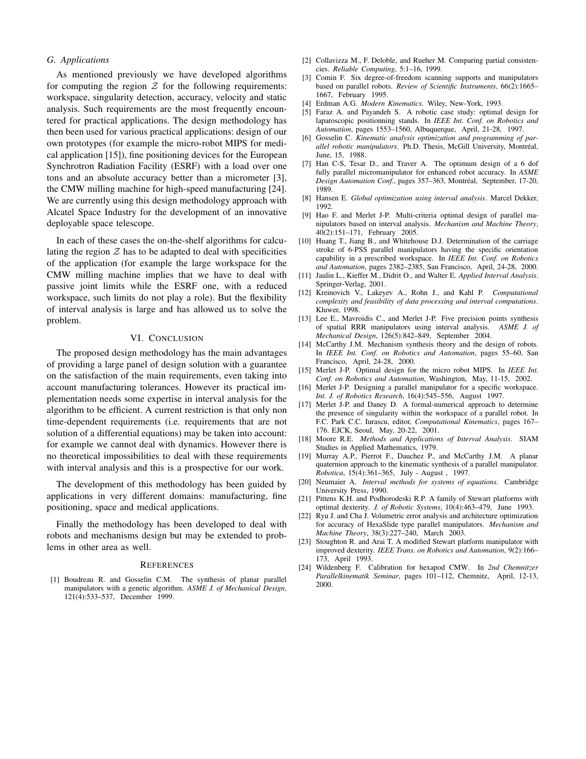### G. Applications

As mentioned previously we have developed algorithms for computing the region $\mathcal{Z}$ for the following requirements: workspace, singularity detection, accuracy, velocity and static analysis. Such requirements are the most frequently encountered for practical applications. The design methodology has then been used for various practical applications: design of our own prototypes (for example the micro-robot MIPS for medical application [15]), fine positioning devices for the European Synchrotron Radiation Facility (ESRF) with a load over one tons and an absolute accuracy better than a micrometer [3], the CMW milling machine for high-speed manufacturing [24]. We are currently using this design methodology approach with Alcatel Space Industry for the development of an innovative deployable space telescope.

In each of these cases the on-the-shelf algorithms for calculating the region $\mathcal{Z}$ has to be adapted to deal with specificities of the application (for example the large workspace for the CMW milling machine implies that we have to deal with passive joint limits while the ESRF one, with a reduced workspace, such limits do not play a role). But the flexibility of interval analysis is large and has allowed us to solve the problem.

## VI. Conclusion

The proposed design methodology has the main advantages of providing a large panel of design solution with a guarantee on the satisfaction of the main requirements, even taking into account manufacturing tolerances. However its practical implementation needs some expertise in interval analysis for the algorithm to be efficient. A current restriction is that only non time-dependent requirements (i.e. requirements that are not solution of a differential equations) may be taken into account: for example we cannot deal with dynamics. However there is no theoretical impossibilities to deal with these requirements with interval analysis and this is a prospective for our work.

The development of this methodology has been guided by applications in very different domains: manufacturing, fine positioning, space and medical applications.

Finally the methodology has been developed to deal with robots and mechanisms design but may be extended to problems in other area as well.

## References

[1] Boudreau R. and Gosselin C.M. The synthesis of planar parallel manipulators with a genetic algorithm. *ASME J. of Mechanical Design*, 121(4):533–537, December 1999.

[2] Collavizza M., F. Delobel, and Rueher M. Comparing partial consistencies. *Reliable Computing*, 5:1–16, 1999.

[3] Comin F. Six degree-of-freedom scanning supports and manipulators based on parallel robots. *Review of Scientific Instruments*, 66(2):1665–1667, February 1995.

[4] Erdman A.G. *Modern Kinematics*. Wiley, New-York, 1993.

[5] Faraz A. and Payandeh S. A robotic case study: optimal design for laparoscopic positionning stands. In *IEEE Int. Conf. on Robotics and Automation*, pages 1553–1560, Albuquerque, April, 21-28, 1997.

[6] Gosselin C. *Kinematic analysis optimization and programming of parallel robotic manipulators*. Ph.D. Thesis, McGill University, Montréal, June, 15, 1988.

[7] Han C-S, Tesar D., and Traver A. The optimum design of a 6 dof fully parallel micromanipulator for enhanced robot accuracy. In *ASME Design Automation Conf.*, pages 357–363, Montréal, September, 17-20, 1989.

[8] Hansen E. *Global optimization using interval analysis*. Marcel Dekker, 1992.

[9] Hao F. and Merlet J-P. Multi-criteria optimal design of parallel manipulators based on interval analysis. *Mechanism and Machine Theory*, 40(2):151–171, February 2005.

[10] Huang T., Jiang B., and Whitehouse D.J. Determination of the carriage stroke of 6-PSS parallel manipulators having the specific orientation capability in a prescribed workspace. In *IEEE Int. Conf. on Robotics and Automation*, pages 2382–2385, San Francisco, April, 24-28, 2000.

[11] Jaulin L., Kieffer M., Didrit O., and Walter E. *Applied Interval Analysis*. Springer-Verlag, 2001.

[12] Kreinovich V., Lakeyev A., Rohn J., and Kahl P. *Computational complexity and feasibility of data processing and interval computations*. Kluwer, 1998.

[13] Lee E., Mavroidis C., and Merlet J-P. Five precision points synthesis of spatial RRR manipulators using interval analysis. *ASME J. of Mechanical Design*, 126(5):842–849, September 2004.

[14] McCarthy J.M. Mechanism synthesis theory and the design of robots. In *IEEE Int. Conf. on Robotics and Automation*, pages 55–60, San Francisco, April, 24-28, 2000.

[15] Merlet J-P. Optimal design for the micro robot MIPS. In *IEEE Int. Conf. on Robotics and Automation*, Washington, May, 11-15, 2002.

[16] Merlet J-P. Designing a parallel manipulator for a specific workspace. *Int. J. of Robotics Research*, 16(4):545–556, August 1997.

[17] Merlet J-P. and Daney D. A formal-numerical approach to determine the presence of singularity within the workspace of a parallel robot. In F.C. Park C.C. Iurascu, editor, *Computational Kinematics*, pages 167–176. EJCK, Seoul, May, 20-22, 2001.

[18] Moore R.E. *Methods and Applications of Interval Analysis*. SIAM Studies in Applied Mathematics, 1979.

[19] Murray A.P., Pierrot F., Dauchez P., and McCarthy J.M. A planar quaternion approach to the kinematic synthesis of a parallel manipulator. *Robotica*, 15(4):361–365, July - August , 1997.

[20] Neumaier A. *Interval methods for systems of equations*. Cambridge University Press, 1990.

[21] Pittens K.H. and Podhorodeski R.P. A family of Stewart platforms with optimal dexterity. *J. of Robotic Systems*, 10(4):463–479, June 1993.

[22] Ryu J. and Cha J. Volumetric error analysis and architecture optimization for accuracy of HexaSlide type parallel manipulators. *Mechanism and Machine Theory*, 38(3):227–240, March 2003.

[23] Stoughton R. and Arai T. A modified Stewart platform manipulator with improved dexterity. *IEEE Trans. on Robotics and Automation*, 9(2):166–173, April 1993.

[24] Wildenberg F. Calibration for hexapod CMW. In *2nd Chemnitzer Parallelkinematik Seminar*, pages 101–112, Chemnitz, April, 12-13, 2000.